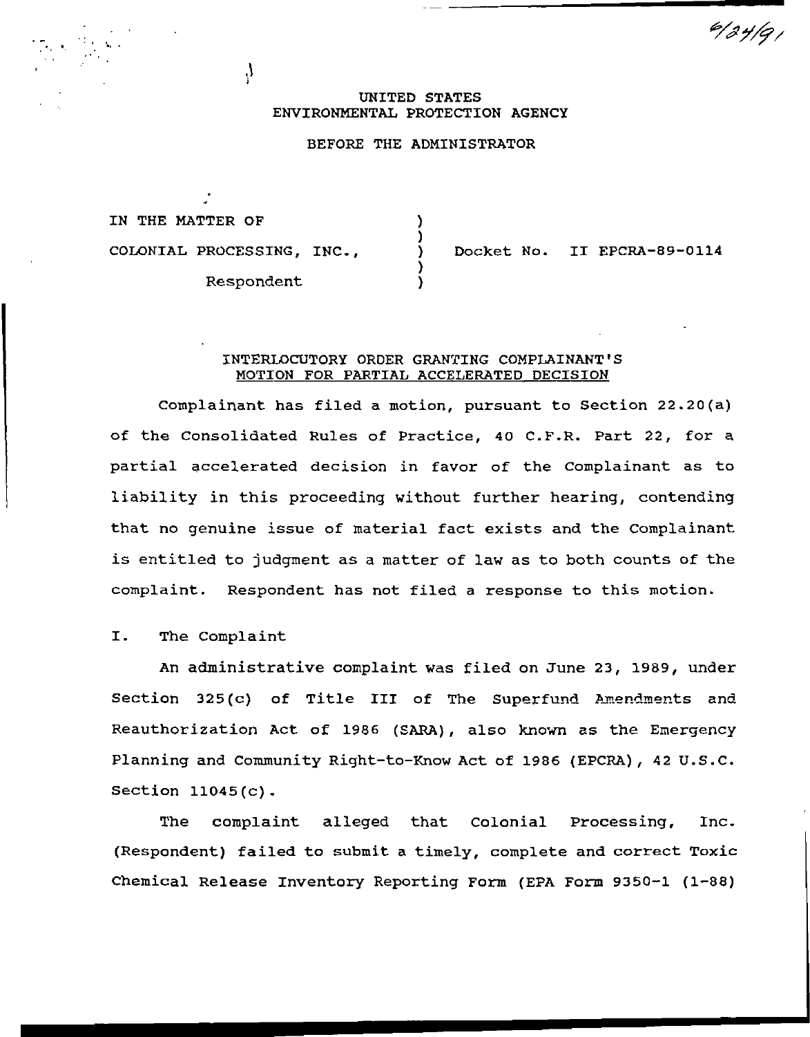6/24/91

UNITED STATES
ENVIRONMENTAL PROTECTION AGENCY

BEFORE THE ADMINISTRATOR

IN THE MATTER OF

COLONIAL PROCESSING, INC.,

Respondent

Docket No. II EPCRA-89-0114

## INTERLOCUTORY ORDER GRANTING COMPLAINANT'S MOTION FOR PARTIAL ACCELERATED DECISION

Complainant has filed a motion, pursuant to Section 22.20(a) of the Consolidated Rules of Practice, 40 C.F.R. Part 22, for a partial accelerated decision in favor of the Complainant as to liability in this proceeding without further hearing, contending that no genuine issue of material fact exists and the Complainant is entitled to judgment as a matter of law as to both counts of the complaint. Respondent has not filed a response to this motion.

## I. The Complaint

An administrative complaint was filed on June 23, 1989, under Section 325(c) of Title III of The Superfund Amendments and Reauthorization Act of 1986 (SARA), also known as the Emergency Planning and Community Right-to-Know Act of 1986 (EPCRA), 42 U.S.C. Section 11045(c).

The complaint alleged that Colonial Processing, Inc. (Respondent) failed to submit a timely, complete and correct Toxic Chemical Release Inventory Reporting Form (EPA Form 9350-1 (1-88)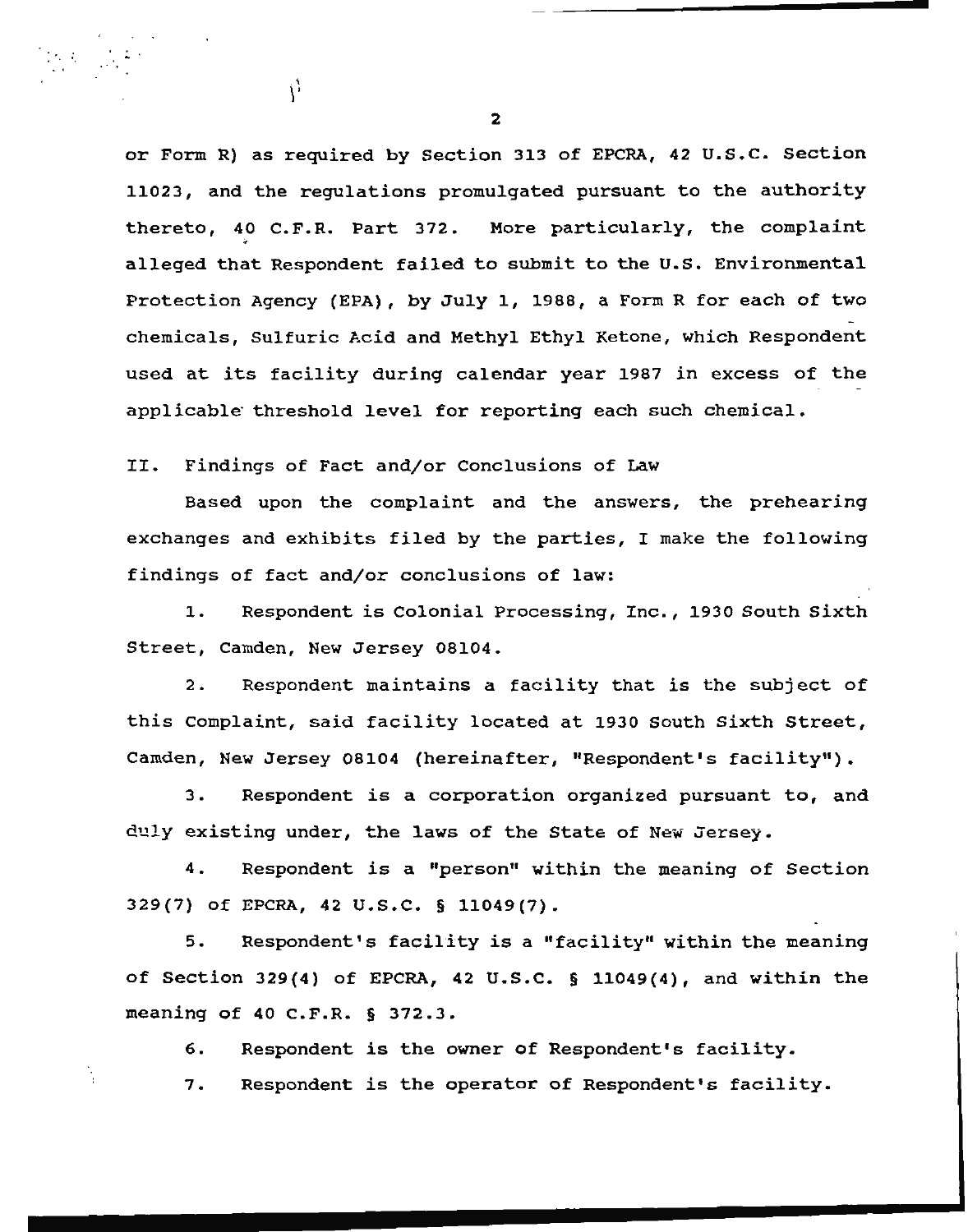or Form R) as required by Section 313 of EPCRA, 42 U.S.C. Section 11023, and the regulations promulgated pursuant to the authority thereto, 40 C.F.R. Part 372. More particularly, the complaint alleged that Respondent failed to submit to the U.S. Environmental Protection Agency (EPA), by July 1, 1988, a Form R for each of two chemicals, Sulfuric Acid and Methyl Ethyl Ketone, which Respondent used at its facility during calendar year 1987 in excess of the applicable threshold level for reporting each such chemical.

## II. Findings of Fact and/or Conclusions of Law

Based upon the complaint and the answers, the prehearing exchanges and exhibits filed by the parties, I make the following findings of fact and/or conclusions of law:

1. Respondent is Colonial Processing, Inc., 1930 South Sixth Street, Camden, New Jersey 08104.

2. Respondent maintains a facility that is the subject of this Complaint, said facility located at 1930 South Sixth Street, Camden, New Jersey 08104 (hereinafter, "Respondent's facility").

3. Respondent is a corporation organized pursuant to, and duly existing under, the laws of the State of New Jersey.

4. Respondent is a "person" within the meaning of Section 329(7) of EPCRA, 42 U.S.C. § 11049(7).

5. Respondent's facility is a "facility" within the meaning of Section 329(4) of EPCRA, 42 U.S.C. § 11049(4), and within the meaning of 40 C.F.R. § 372.3.

6. Respondent is the owner of Respondent's facility.

7. Respondent is the operator of Respondent's facility.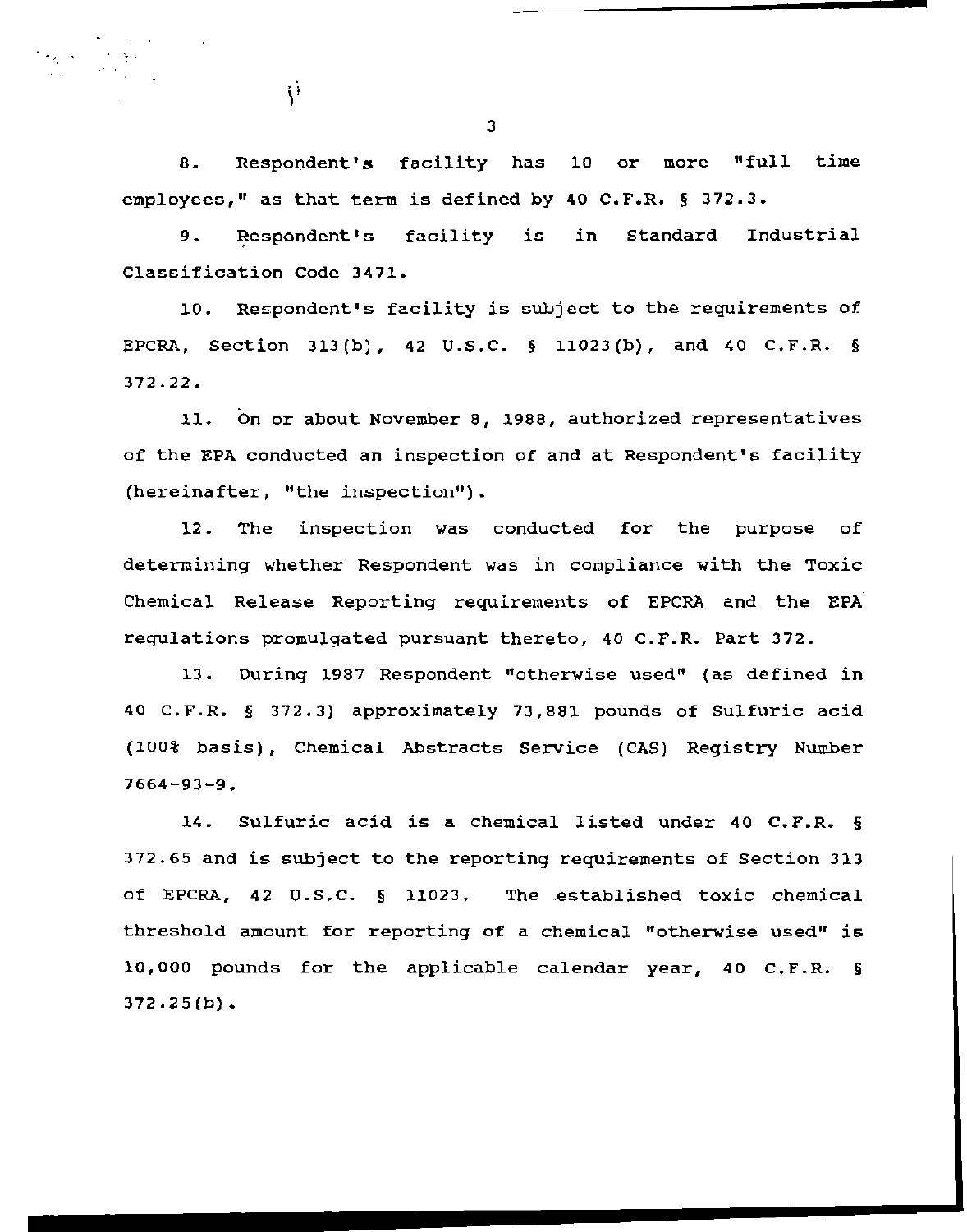8. Respondent's facility has 10 or more "full time employees," as that term is defined by 40 C.F.R. § 372.3.

9. Respondent's facility is in Standard Industrial Classification Code 3471.

10. Respondent's facility is subject to the requirements of EPCRA, Section 313(b), 42 U.S.C. § 11023(b), and 40 C.F.R. § 372.22.

11. On or about November 8, 1988, authorized representatives of the EPA conducted an inspection of and at Respondent's facility (hereinafter, "the inspection").

12. The inspection was conducted for the purpose of determining whether Respondent was in compliance with the Toxic Chemical Release Reporting requirements of EPCRA and the EPA regulations promulgated pursuant thereto, 40 C.F.R. Part 372.

13. During 1987 Respondent "otherwise used" (as defined in 40 C.F.R. § 372.3) approximately 73,881 pounds of Sulfuric acid (100% basis), Chemical Abstracts Service (CAS) Registry Number 7664-93-9.

14. Sulfuric acid is a chemical listed under 40 C.F.R. § 372.65 and is subject to the reporting requirements of Section 313 of EPCRA, 42 U.S.C. § 11023. The established toxic chemical threshold amount for reporting of a chemical "otherwise used" is 10,000 pounds for the applicable calendar year, 40 C.F.R. § 372.25(b).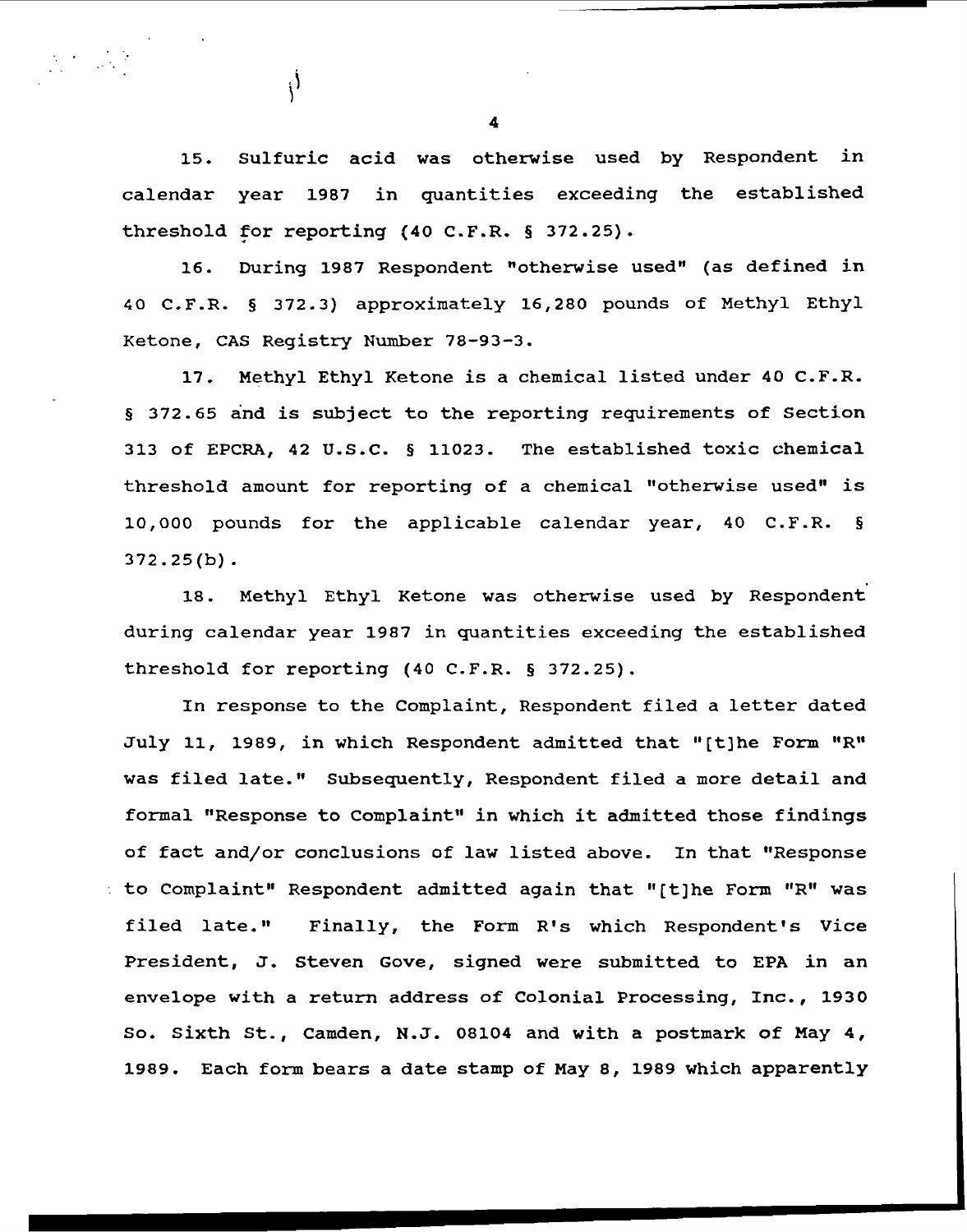15. Sulfuric acid was otherwise used by Respondent in calendar year 1987 in quantities exceeding the established threshold for reporting (40 C.F.R. § 372.25).

16. During 1987 Respondent "otherwise used" (as defined in 40 C.F.R. § 372.3) approximately 16,280 pounds of Methyl Ethyl Ketone, CAS Registry Number 78-93-3.

17. Methyl Ethyl Ketone is a chemical listed under 40 C.F.R. § 372.65 and is subject to the reporting requirements of Section 313 of EPCRA, 42 U.S.C. § 11023. The established toxic chemical threshold amount for reporting of a chemical "otherwise used" is 10,000 pounds for the applicable calendar year, 40 C.F.R. § 372.25(b).

18. Methyl Ethyl Ketone was otherwise used by Respondent during calendar year 1987 in quantities exceeding the established threshold for reporting (40 C.F.R. § 372.25).

In response to the Complaint, Respondent filed a letter dated July 11, 1989, in which Respondent admitted that "[t]he Form "R" was filed late." Subsequently, Respondent filed a more detail and formal "Response to Complaint" in which it admitted those findings of fact and/or conclusions of law listed above. In that "Response to Complaint" Respondent admitted again that "[t]he Form "R" was filed late." Finally, the Form R's which Respondent's Vice President, J. Steven Gove, signed were submitted to EPA in an envelope with a return address of Colonial Processing, Inc., 1930 So. Sixth St., Camden, N.J. 08104 and with a postmark of May 4, 1989. Each form bears a date stamp of May 8, 1989 which apparently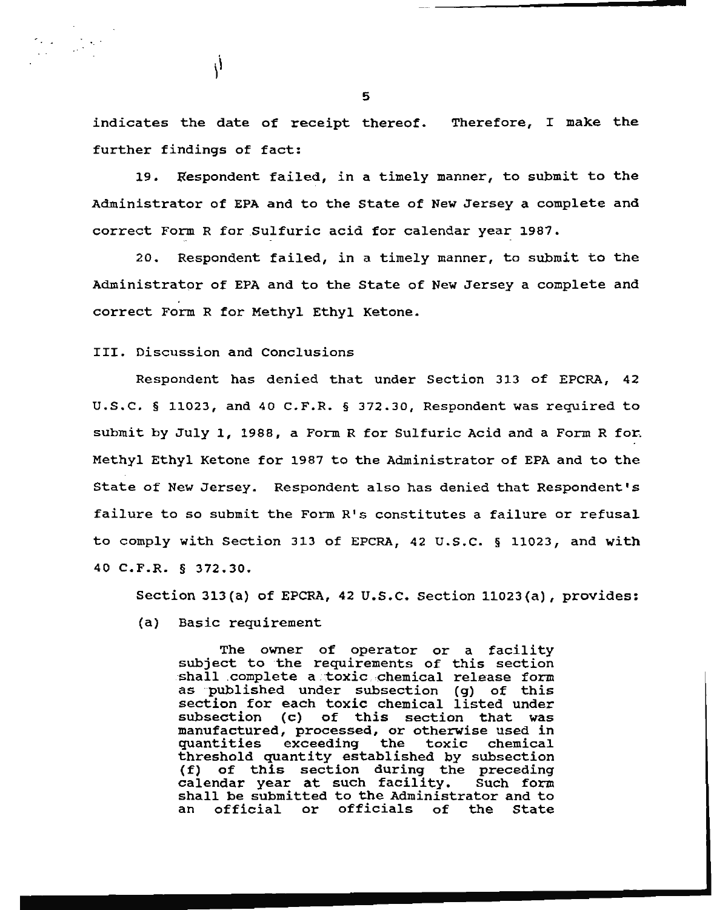indicates the date of receipt thereof. Therefore, I make the further findings of fact:

19. Respondent failed, in a timely manner, to submit to the Administrator of EPA and to the State of New Jersey a complete and correct Form R for Sulfuric acid for calendar year 1987.

20. Respondent failed, in a timely manner, to submit to the Administrator of EPA and to the State of New Jersey a complete and correct Form R for Methyl Ethyl Ketone.

III. Discussion and Conclusions

Respondent has denied that under Section 313 of EPCRA, 42 U.S.C. § 11023, and 40 C.F.R. § 372.30, Respondent was required to submit by July 1, 1988, a Form R for Sulfuric Acid and a Form R for Methyl Ethyl Ketone for 1987 to the Administrator of EPA and to the State of New Jersey. Respondent also has denied that Respondent's failure to so submit the Form R's constitutes a failure or refusal to comply with Section 313 of EPCRA, 42 U.S.C. § 11023, and with 40 C.F.R. § 372.30.

Section 313(a) of EPCRA, 42 U.S.C. Section 11023(a), provides:

(a) Basic requirement

> The owner of operator or a facility subject to the requirements of this section shall complete a toxic chemical release form as published under subsection (g) of this section for each toxic chemical listed under subsection (c) of this section that was manufactured, processed, or otherwise used in quantities exceeding the toxic chemical threshold quantity established by subsection (f) of this section during the preceding calendar year at such facility. Such form shall be submitted to the Administrator and to an official or officials of the State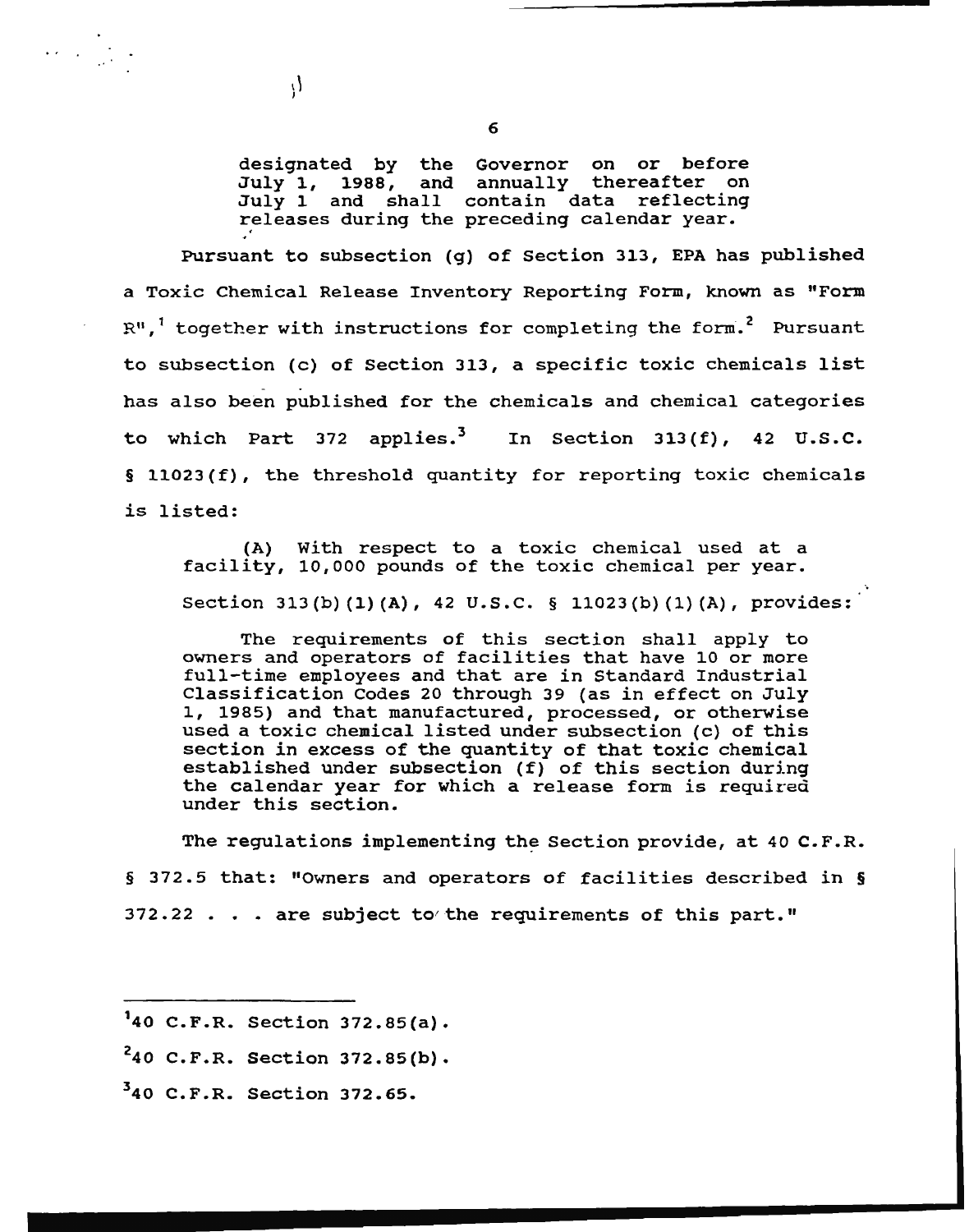> designated by the Governor on or before July 1, 1988, and annually thereafter on July 1 and shall contain data reflecting releases during the preceding calendar year.

Pursuant to subsection (g) of Section 313, EPA has published a Toxic Chemical Release Inventory Reporting Form, known as "Form R",[1] together with instructions for completing the form.[2] Pursuant to subsection (c) of Section 313, a specific toxic chemicals list has also been published for the chemicals and chemical categories to which Part 372 applies.[3] In Section 313(f), 42 U.S.C. § 11023(f), the threshold quantity for reporting toxic chemicals is listed:

> (A) With respect to a toxic chemical used at a facility, 10,000 pounds of the toxic chemical per year.

Section 313(b)(1)(A), 42 U.S.C. § 11023(b)(1)(A), provides:

> The requirements of this section shall apply to owners and operators of facilities that have 10 or more full-time employees and that are in Standard Industrial Classification Codes 20 through 39 (as in effect on July 1, 1985) and that manufactured, processed, or otherwise used a toxic chemical listed under subsection (c) of this section in excess of the quantity of that toxic chemical established under subsection (f) of this section during the calendar year for which a release form is required under this section.

The regulations implementing the Section provide, at 40 C.F.R. § 372.5 that: "Owners and operators of facilities described in § 372.22 . . . are subject to the requirements of this part."

---

[1] 40 C.F.R. Section 372.85(a).

[2] 40 C.F.R. Section 372.85(b).

[3] 40 C.F.R. Section 372.65.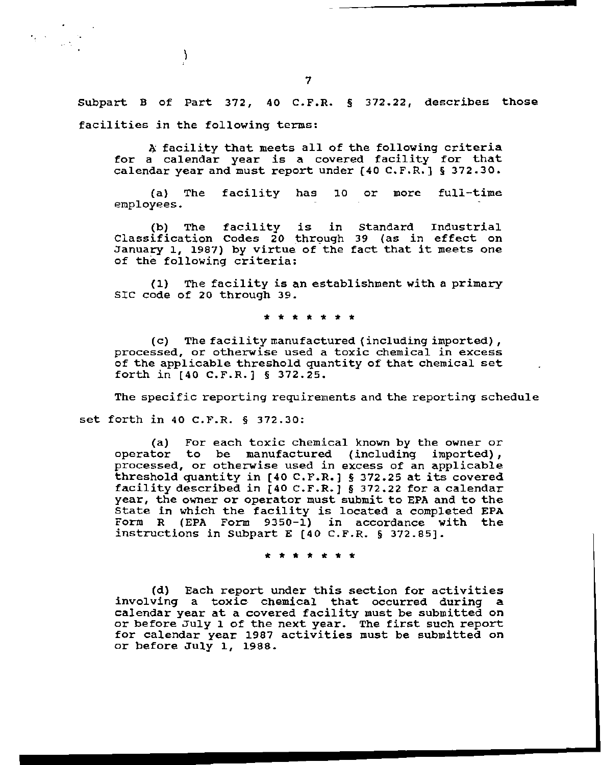Subpart B of Part 372, 40 C.F.R. § 372.22, describes those facilities in the following terms:

> A facility that meets all of the following criteria for a calendar year is a covered facility for that calendar year and must report under [40 C.F.R.] § 372.30.
>
> (a) The facility has 10 or more full-time employees.
>
> (b) The facility is in Standard Industrial Classification Codes 20 through 39 (as in effect on January 1, 1987) by virtue of the fact that it meets one of the following criteria:
>
> (1) The facility is an establishment with a primary SIC code of 20 through 39.
>
> \* \* \* \* \* \* \*
>
> (c) The facility manufactured (including imported), processed, or otherwise used a toxic chemical in excess of the applicable threshold quantity of that chemical set forth in [40 C.F.R.] § 372.25.

The specific reporting requirements and the reporting schedule set forth in 40 C.F.R. § 372.30:

> (a) For each toxic chemical known by the owner or operator to be manufactured (including imported), processed, or otherwise used in excess of an applicable threshold quantity in [40 C.F.R.] § 372.25 at its covered facility described in [40 C.F.R.] § 372.22 for a calendar year, the owner or operator must submit to EPA and to the State in which the facility is located a completed EPA Form R (EPA Form 9350-1) in accordance with the instructions in Subpart E [40 C.F.R. § 372.85].
>
> \* \* \* \* \* \* \*
>
> (d) Each report under this section for activities involving a toxic chemical that occurred during a calendar year at a covered facility must be submitted on or before July 1 of the next year. The first such report for calendar year 1987 activities must be submitted on or before July 1, 1988.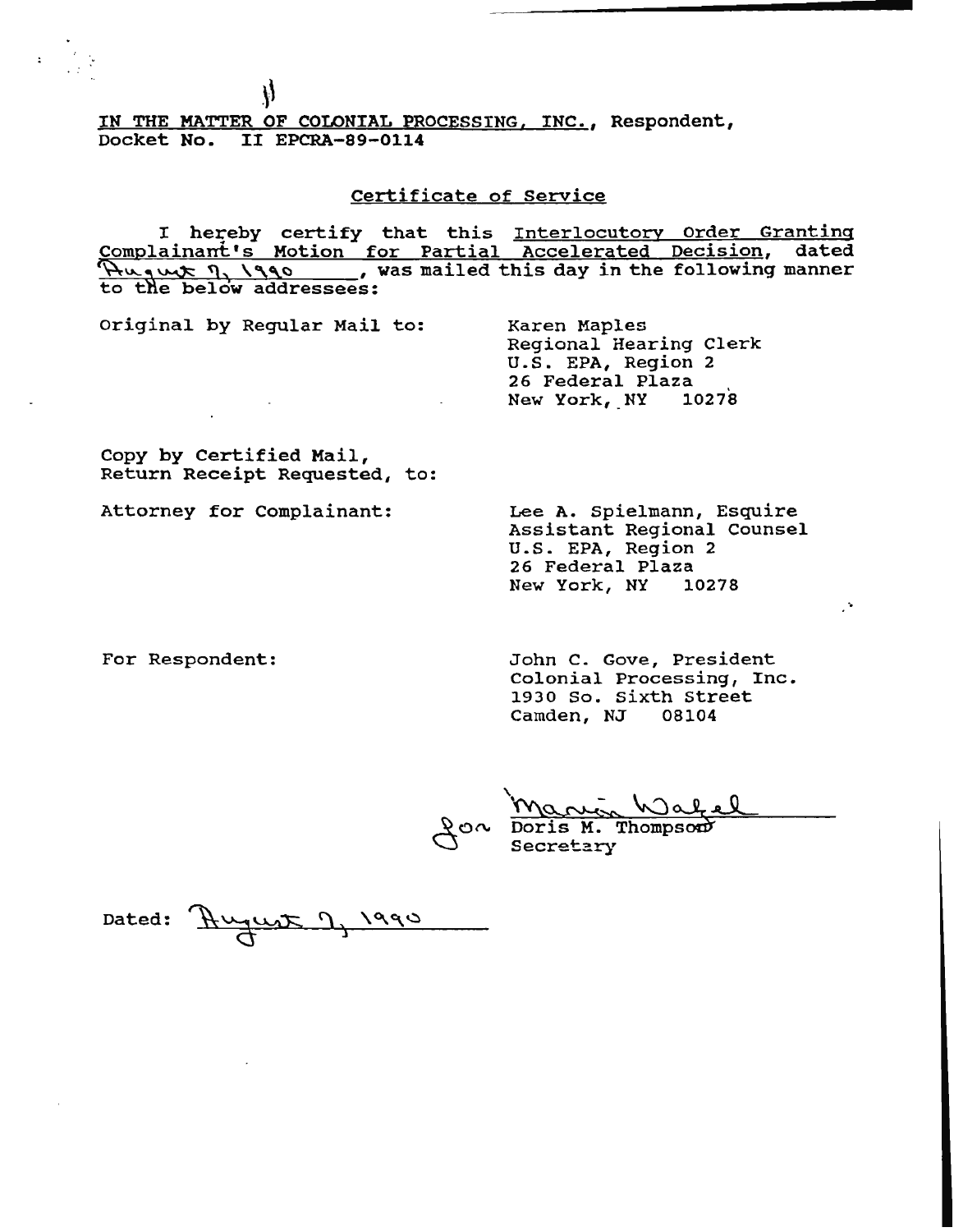<u>IN THE MATTER OF COLONIAL PROCESSING, INC.</u>, Respondent,
Docket No. II EPCRA-89-0114

<u>Certificate of Service</u>

I hereby certify that this <u>Interlocutory Order Granting Complainant's Motion for Partial Accelerated Decision</u>, dated <u>August 7, 1990</u>, was mailed this day in the following manner to the below addressees:

Original by Regular Mail to:

Karen Maples
Regional Hearing Clerk
U.S. EPA, Region 2
26 Federal Plaza
New York, NY 10278

Copy by Certified Mail,
Return Receipt Requested, to:

Attorney for Complainant:

Lee A. Spielmann, Esquire
Assistant Regional Counsel
U.S. EPA, Region 2
26 Federal Plaza
New York, NY 10278

For Respondent:

John C. Gove, President
Colonial Processing, Inc.
1930 So. Sixth Street
Camden, NJ 08104

for Marion Wakel
Doris M. Thompson
Secretary

Dated: August 7, 1990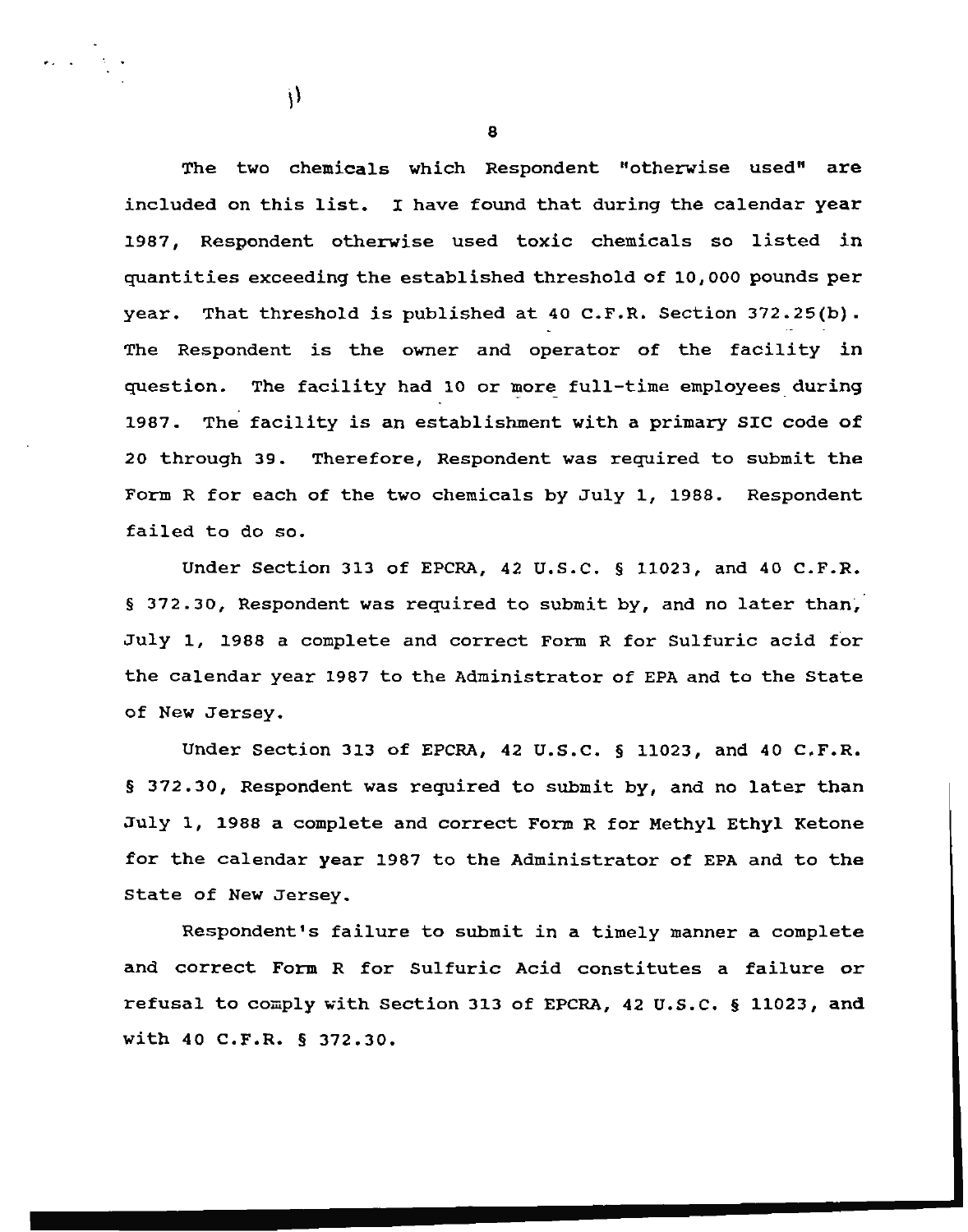The two chemicals which Respondent "otherwise used" are included on this list. I have found that during the calendar year 1987, Respondent otherwise used toxic chemicals so listed in quantities exceeding the established threshold of 10,000 pounds per year. That threshold is published at 40 C.F.R. Section 372.25(b). The Respondent is the owner and operator of the facility in question. The facility had 10 or more full-time employees during 1987. The facility is an establishment with a primary SIC code of 20 through 39. Therefore, Respondent was required to submit the Form R for each of the two chemicals by July 1, 1988. Respondent failed to do so.

Under Section 313 of EPCRA, 42 U.S.C. § 11023, and 40 C.F.R. § 372.30, Respondent was required to submit by, and no later than, July 1, 1988 a complete and correct Form R for Sulfuric acid for the calendar year 1987 to the Administrator of EPA and to the State of New Jersey.

Under Section 313 of EPCRA, 42 U.S.C. § 11023, and 40 C.F.R. § 372.30, Respondent was required to submit by, and no later than July 1, 1988 a complete and correct Form R for Methyl Ethyl Ketone for the calendar year 1987 to the Administrator of EPA and to the State of New Jersey.

Respondent's failure to submit in a timely manner a complete and correct Form R for Sulfuric Acid constitutes a failure or refusal to comply with Section 313 of EPCRA, 42 U.S.C. § 11023, and with 40 C.F.R. § 372.30.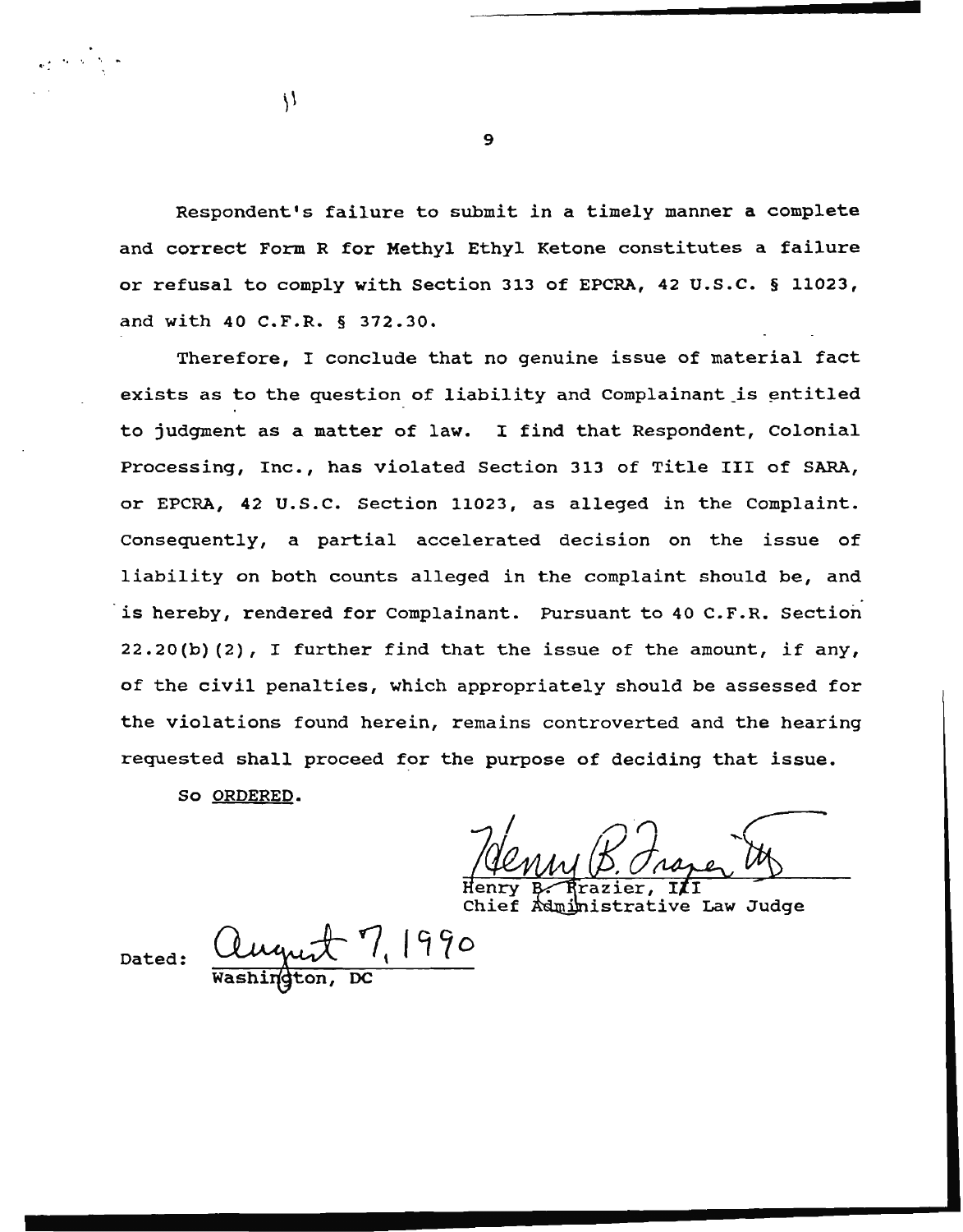Respondent's failure to submit in a timely manner a complete and correct Form R for Methyl Ethyl Ketone constitutes a failure or refusal to comply with Section 313 of EPCRA, 42 U.S.C. § 11023, and with 40 C.F.R. § 372.30.

Therefore, I conclude that no genuine issue of material fact exists as to the question of liability and Complainant is entitled to judgment as a matter of law. I find that Respondent, Colonial Processing, Inc., has violated Section 313 of Title III of SARA, or EPCRA, 42 U.S.C. Section 11023, as alleged in the Complaint. Consequently, a partial accelerated decision on the issue of liability on both counts alleged in the complaint should be, and is hereby, rendered for Complainant. Pursuant to 40 C.F.R. Section 22.20(b)(2), I further find that the issue of the amount, if any, of the civil penalties, which appropriately should be assessed for the violations found herein, remains controverted and the hearing requested shall proceed for the purpose of deciding that issue.

So <u>ORDERED</u>.

Henry B. Frazier, III
Chief Administrative Law Judge

Dated: August 7, 1990
Washington, DC